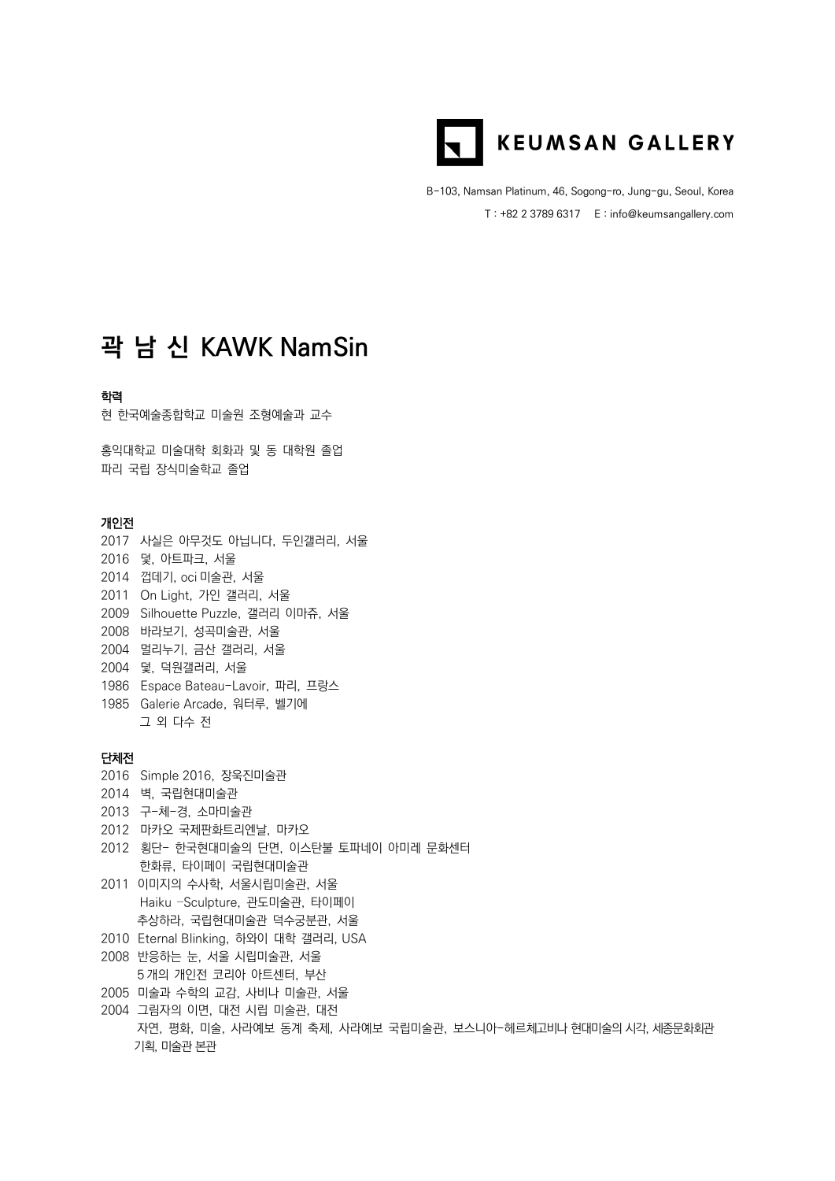KEUMSAN GALLERY

B-103, Namsan Platinum, 46, Sogong-ro, Jung-gu, Seoul, Korea

T : +82 2 3789 6317　E : info@keumsangallery.com

# 곽 남 신 KAWK NamSin

### 학력

현 한국예술종합학교 미술원 조형예술과 교수

홍익대학교 미술대학 회화과 및 동 대학원 졸업
파리 국립 장식미술학교 졸업

### 개인전

2017　사실은 아무것도 아닙니다, 두인갤러리, 서울
2016　덫, 아트파크, 서울
2014　껍데기, oci 미술관, 서울
2011　On Light, 가인 갤러리, 서울
2009　Silhouette Puzzle, 갤러리 이마쥬, 서울
2008　바라보기, 성곡미술관, 서울
2004　멀리누기, 금산 갤러리, 서울
2004　덫, 덕원갤러리, 서울
1986　Espace Bateau-Lavoir, 파리, 프랑스
1985　Galerie Arcade, 워터루, 벨기에
　　　그 외 다수 전

### 단체전

2016　Simple 2016, 장욱진미술관
2014　벽, 국립현대미술관
2013　구-체-경, 소마미술관
2012　마카오 국제판화트리엔날, 마카오
2012　횡단- 한국현대미술의 단면, 이스탄불 토파네이 아미레 문화센터
　　　한화류, 타이페이 국립현대미술관
2011　이미지의 수사학, 서울시립미술관, 서울
　　　Haiku -Sculpture, 관도미술관, 타이페이
　　　추상하라, 국립현대미술관 덕수궁분관, 서울
2010　Eternal Blinking, 하와이 대학 갤러리, USA
2008　반응하는 눈, 서울 시립미술관, 서울
　　　5개의 개인전 코리아 아트센터, 부산
2005　미술과 수학의 교감, 사비나 미술관, 서울
2004　그림자의 이면, 대전 시립 미술관, 대전
　　　자연, 평화, 미술, 사라예보 동계 축제, 사라예보 국립미술관, 보스니아-헤르체고비나 현대미술의 시각, 세종문화회관 기획, 미술관 본관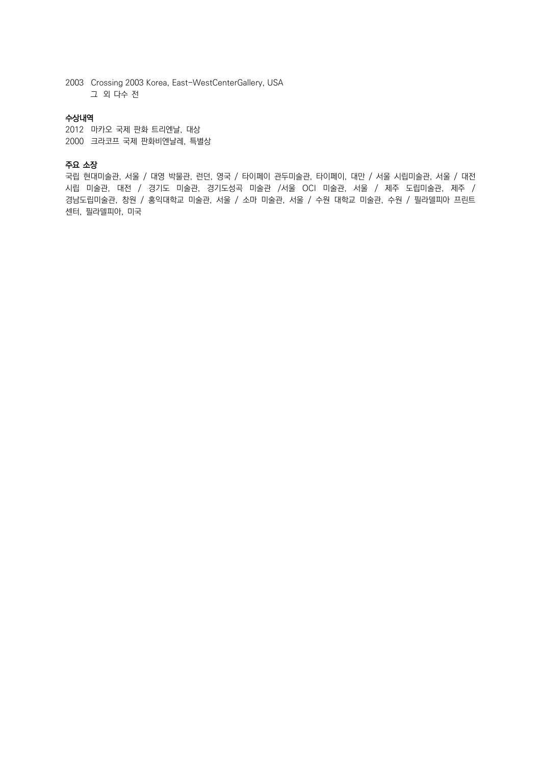2003 Crossing 2003 Korea, East-WestCenterGallery, USA

그 외 다수 전

**수상내역**

2012 마카오 국제 판화 트리엔날, 대상

2000 크라코프 국제 판화비엔날레, 특별상

**주요 소장**

국립 현대미술관, 서울 / 대영 박물관, 런던, 영국 / 타이페이 관두미술관, 타이페이, 대만 / 서울 시립미술관, 서울 / 대전 시립 미술관, 대전 / 경기도 미술관, 경기도성곡 미술관 /서울 OCI 미술관, 서울 / 제주 도립미술관, 제주 / 경남도립미술관, 창원 / 홍익대학교 미술관, 서울 / 소마 미술관, 서울 / 수원 대학교 미술관, 수원 / 필라델피아 프린트 센터, 필라델피아, 미국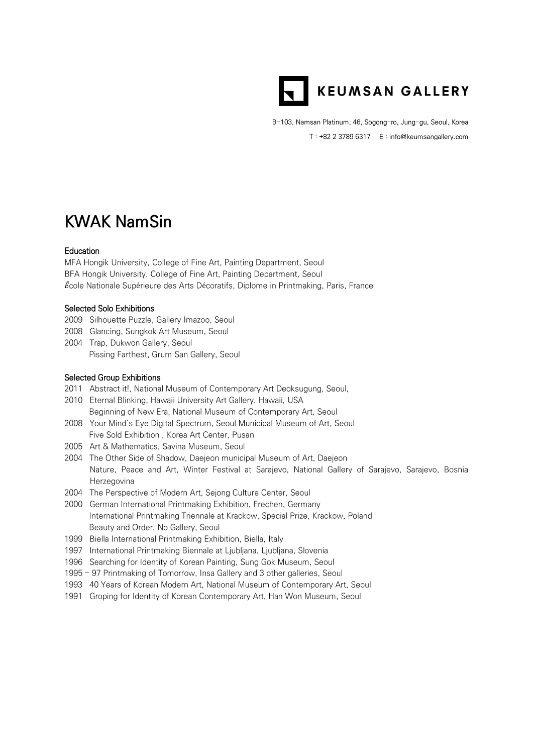KEUMSAN GALLERY

B-103, Namsan Platinum, 46, Sogong-ro, Jung-gu, Seoul, Korea

T : +82 2 3789 6317  E : info@keumsangallery.com

# KWAK NamSin

### Education

MFA Hongik University, College of Fine Art, Painting Department, Seoul
BFA Hongik University, College of Fine Art, Painting Department, Seoul
École Nationale Supérieure des Arts Décoratifs, Diplome in Printmaking, Paris, France

### Selected Solo Exhibitions

2009 Silhouette Puzzle, Gallery Imazoo, Seoul
2008 Glancing, Sungkok Art Museum, Seoul
2004 Trap, Dukwon Gallery, Seoul
Pissing Farthest, Grum San Gallery, Seoul

### Selected Group Exhibitions

2011 Abstract it!, National Museum of Contemporary Art Deoksugung, Seoul,
2010 Eternal Blinking, Hawaii University Art Gallery, Hawaii, USA
Beginning of New Era, National Museum of Contemporary Art, Seoul
2008 Your Mind's Eye Digital Spectrum, Seoul Municipal Museum of Art, Seoul
Five Sold Exhibition , Korea Art Center, Pusan
2005 Art & Mathematics, Savina Museum, Seoul
2004 The Other Side of Shadow, Daejeon municipal Museum of Art, Daejeon
Nature, Peace and Art, Winter Festival at Sarajevo, National Gallery of Sarajevo, Sarajevo, Bosnia Herzegovina
2004 The Perspective of Modern Art, Sejong Culture Center, Seoul
2000 German International Printmaking Exhibition, Frechen, Germany
International Printmaking Triennale at Krackow, Special Prize, Krackow, Poland
Beauty and Order, No Gallery, Seoul
1999 Biella International Printmaking Exhibition, Biella, Italy
1997 International Printmaking Biennale at Ljubljana, Ljubljana, Slovenia
1996 Searching for Identity of Korean Painting, Sung Gok Museum, Seoul
1995 – 97 Printmaking of Tomorrow, Insa Gallery and 3 other galleries, Seoul
1993 40 Years of Korean Modern Art, National Museum of Contemporary Art, Seoul
1991 Groping for Identity of Korean Contemporary Art, Han Won Museum, Seoul